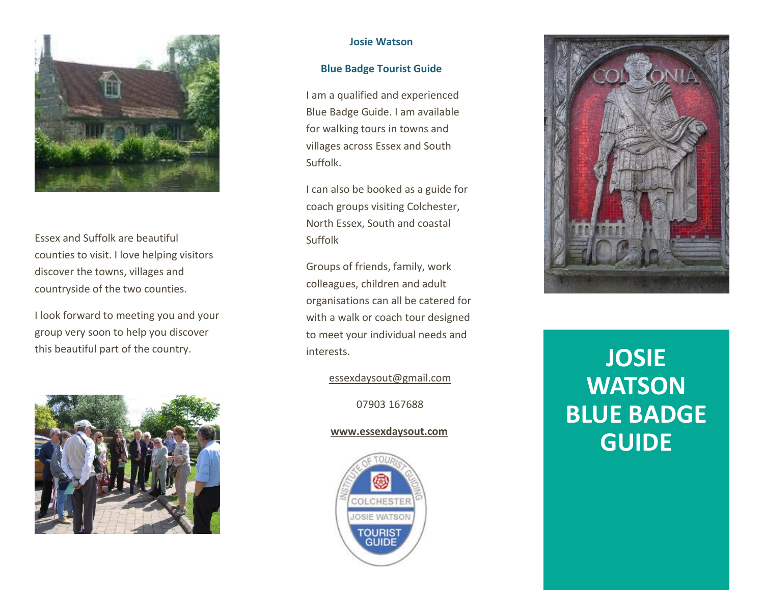Essex and Suffolk are beautiful counties to visit. I love helping visitors discover the towns, villages and countryside of the two counties.

I look forward to meeting you and your group very soon to help you discover this beautiful part of the country.

**Josie Watson**

**Blue Badge Tourist Guide**

I am a qualified and experienced Blue Badge Guide. I am available for walking tours in towns and villages across Essex and South Suffolk.

I can also be booked as a guide for coach groups visiting Colchester, North Essex, South and coastal Suffolk

Groups of friends, family, work colleagues, children and adult organisations can all be catered for with a walk or coach tour designed to meet your individual needs and interests.

essexdaysout@gmail.com

07903 167688

**www.essexdaysout.com**

INSTITUTE OF TOURIST GUIDING
COLCHESTER
JOSIE WATSON
TOURIST GUIDE

# JOSIE WATSON BLUE BADGE GUIDE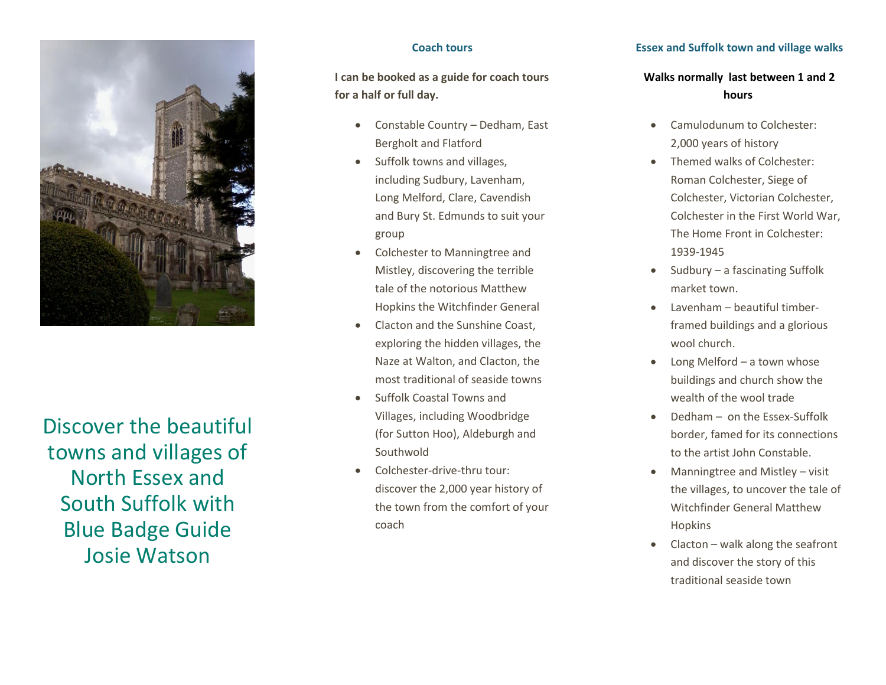Discover the beautiful towns and villages of North Essex and South Suffolk with Blue Badge Guide Josie Watson

## Coach tours

**I can be booked as a guide for coach tours for a half or full day.**

- Constable Country – Dedham, East Bergholt and Flatford
- Suffolk towns and villages, including Sudbury, Lavenham, Long Melford, Clare, Cavendish and Bury St. Edmunds to suit your group
- Colchester to Manningtree and Mistley, discovering the terrible tale of the notorious Matthew Hopkins the Witchfinder General
- Clacton and the Sunshine Coast, exploring the hidden villages, the Naze at Walton, and Clacton, the most traditional of seaside towns
- Suffolk Coastal Towns and Villages, including Woodbridge (for Sutton Hoo), Aldeburgh and Southwold
- Colchester-drive-thru tour: discover the 2,000 year history of the town from the comfort of your coach

## Essex and Suffolk town and village walks

**Walks normally last between 1 and 2 hours**

- Camulodunum to Colchester: 2,000 years of history
- Themed walks of Colchester: Roman Colchester, Siege of Colchester, Victorian Colchester, Colchester in the First World War, The Home Front in Colchester: 1939-1945
- Sudbury – a fascinating Suffolk market town.
- Lavenham – beautiful timber-framed buildings and a glorious wool church.
- Long Melford – a town whose buildings and church show the wealth of the wool trade
- Dedham – on the Essex-Suffolk border, famed for its connections to the artist John Constable.
- Manningtree and Mistley – visit the villages, to uncover the tale of Witchfinder General Matthew Hopkins
- Clacton – walk along the seafront and discover the story of this traditional seaside town